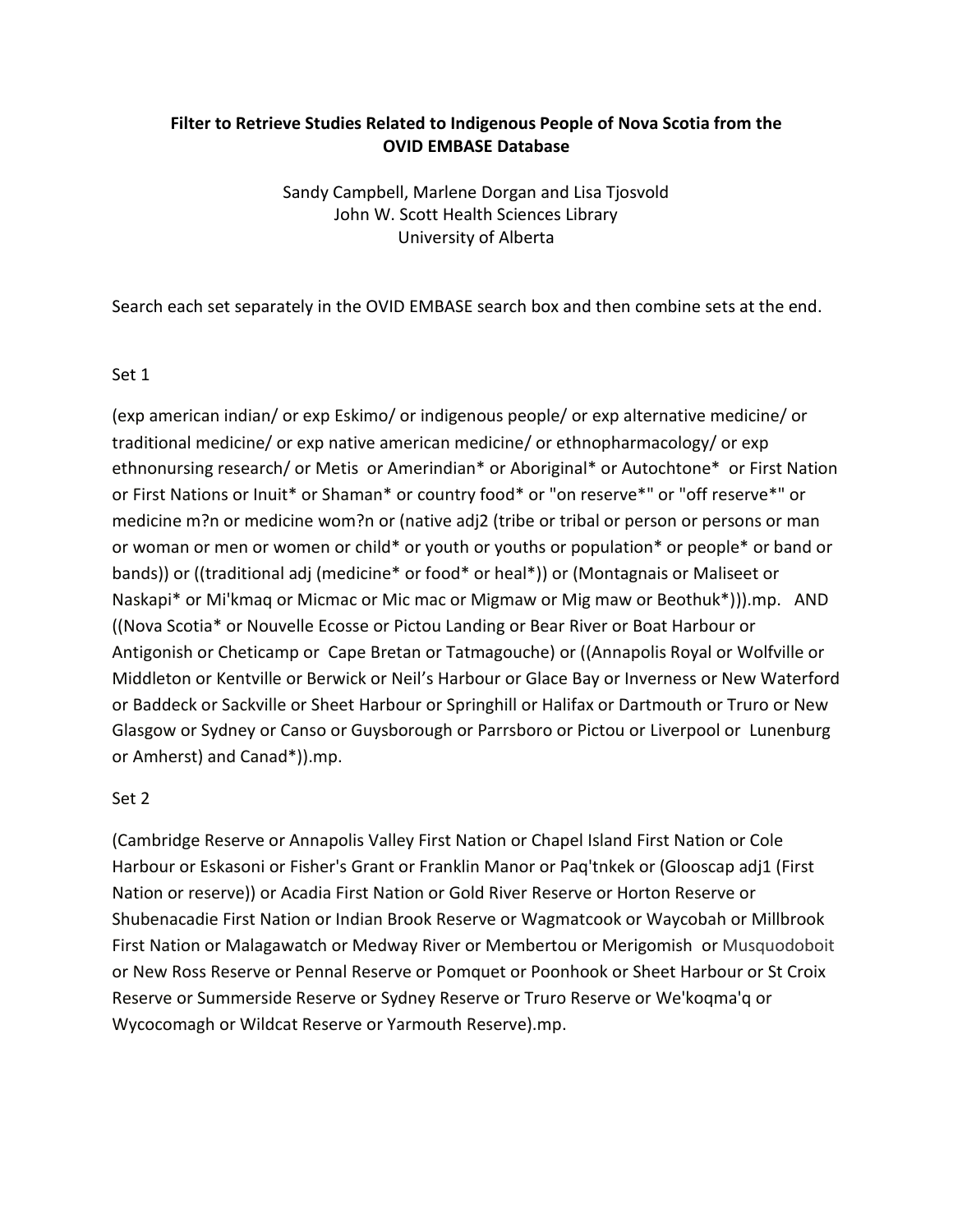**Filter to Retrieve Studies Related to Indigenous People of Nova Scotia from the OVID EMBASE Database**

Sandy Campbell, Marlene Dorgan and Lisa Tjosvold
John W. Scott Health Sciences Library
University of Alberta

Search each set separately in the OVID EMBASE search box and then combine sets at the end.

Set 1

(exp american indian/ or exp Eskimo/ or indigenous people/ or exp alternative medicine/ or traditional medicine/ or exp native american medicine/ or ethnopharmacology/ or exp ethnonursing research/ or Metis or Amerindian* or Aboriginal* or Autochtone* or First Nation or First Nations or Inuit* or Shaman* or country food* or "on reserve*" or "off reserve*" or medicine m?n or medicine wom?n or (native adj2 (tribe or tribal or person or persons or man or woman or men or women or child* or youth or youths or population* or people* or band or bands)) or ((traditional adj (medicine* or food* or heal*)) or (Montagnais or Maliseet or Naskapi* or Mi'kmaq or Micmac or Mic mac or Migmaw or Mig maw or Beothuk*))).mp. AND ((Nova Scotia* or Nouvelle Ecosse or Pictou Landing or Bear River or Boat Harbour or Antigonish or Cheticamp or Cape Bretan or Tatmagouche) or ((Annapolis Royal or Wolfville or Middleton or Kentville or Berwick or Neil's Harbour or Glace Bay or Inverness or New Waterford or Baddeck or Sackville or Sheet Harbour or Springhill or Halifax or Dartmouth or Truro or New Glasgow or Sydney or Canso or Guysborough or Parrsboro or Pictou or Liverpool or Lunenburg or Amherst) and Canad*)).mp.

Set 2

(Cambridge Reserve or Annapolis Valley First Nation or Chapel Island First Nation or Cole Harbour or Eskasoni or Fisher's Grant or Franklin Manor or Paq'tnkek or (Glooscap adj1 (First Nation or reserve)) or Acadia First Nation or Gold River Reserve or Horton Reserve or Shubenacadie First Nation or Indian Brook Reserve or Wagmatcook or Waycobah or Millbrook First Nation or Malagawatch or Medway River or Membertou or Merigomish or Musquodoboit or New Ross Reserve or Pennal Reserve or Pomquet or Poonhook or Sheet Harbour or St Croix Reserve or Summerside Reserve or Sydney Reserve or Truro Reserve or We'koqma'q or Wycocomagh or Wildcat Reserve or Yarmouth Reserve).mp.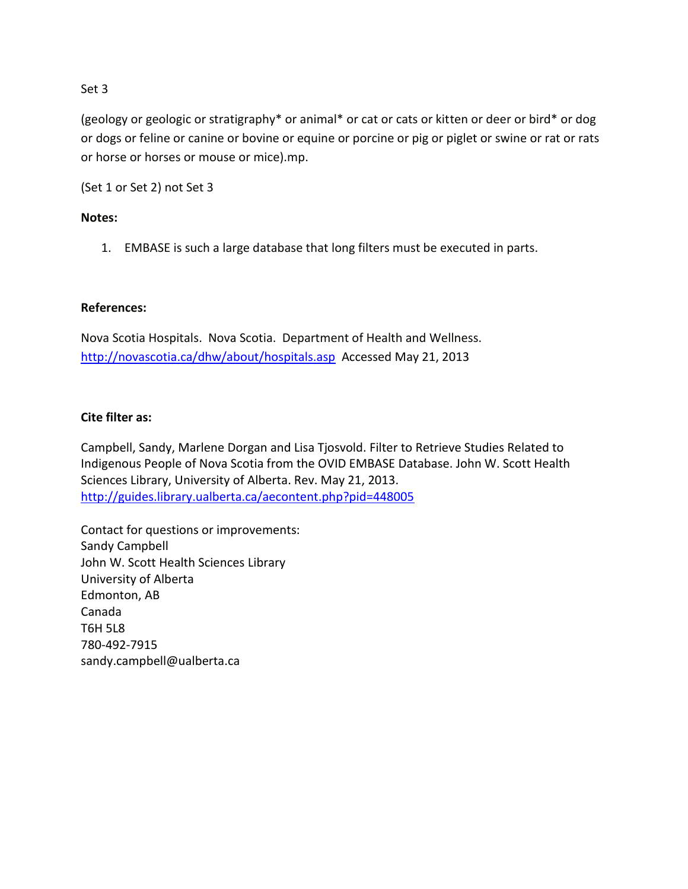Set 3

(geology or geologic or stratigraphy* or animal* or cat or cats or kitten or deer or bird* or dog or dogs or feline or canine or bovine or equine or porcine or pig or piglet or swine or rat or rats or horse or horses or mouse or mice).mp.

(Set 1 or Set 2) not Set 3

**Notes:**

1. EMBASE is such a large database that long filters must be executed in parts.

**References:**

Nova Scotia Hospitals. Nova Scotia. Department of Health and Wellness. [http://novascotia.ca/dhw/about/hospitals.asp](http://novascotia.ca/dhw/about/hospitals.asp) Accessed May 21, 2013

**Cite filter as:**

Campbell, Sandy, Marlene Dorgan and Lisa Tjosvold. Filter to Retrieve Studies Related to Indigenous People of Nova Scotia from the OVID EMBASE Database. John W. Scott Health Sciences Library, University of Alberta. Rev. May 21, 2013. [http://guides.library.ualberta.ca/aecontent.php?pid=448005](http://guides.library.ualberta.ca/aecontent.php?pid=448005)

Contact for questions or improvements:
Sandy Campbell
John W. Scott Health Sciences Library
University of Alberta
Edmonton, AB
Canada
T6H 5L8
780-492-7915
sandy.campbell@ualberta.ca